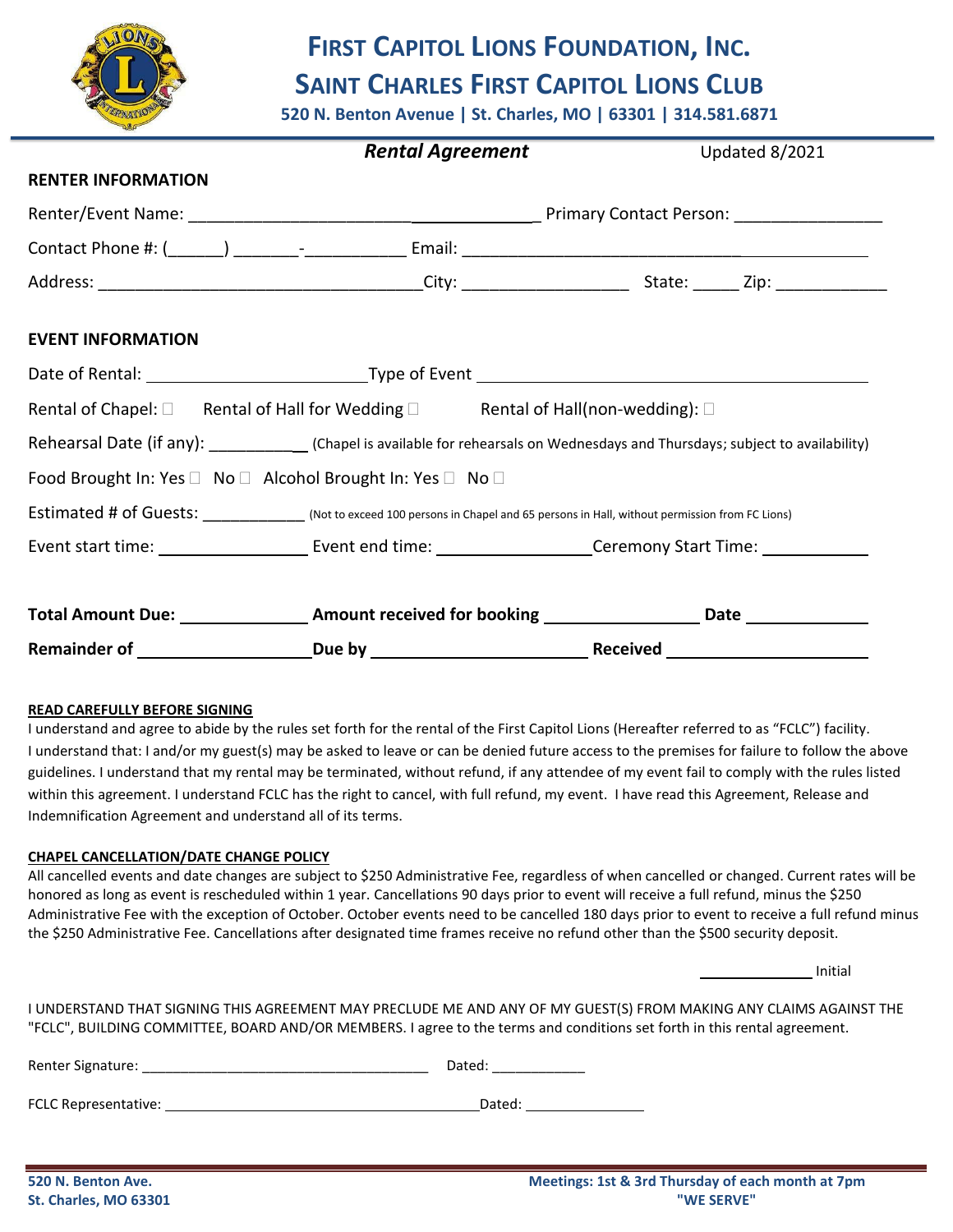# FIRST CAPITOL LIONS FOUNDATION, INC.

## SAINT CHARLES FIRST CAPITOL LIONS CLUB

**520 N. Benton Avenue | St. Charles, MO | 63301 | 314.581.6871**

***Rental Agreement*** Updated 8/2021

**RENTER INFORMATION**

Renter/Event Name: ______________________________________ Primary Contact Person: ________________

Contact Phone #: (______) _______-___________ Email: ____________________________________________

Address: __________________________________City: __________________ State: _____ Zip: ____________

**EVENT INFORMATION**

Date of Rental: ________________________ Type of Event ____________________________________________

Rental of Chapel: ☐ Rental of Hall for Wedding ☐ Rental of Hall(non-wedding): ☐

Rehearsal Date (if any): ___________ (Chapel is available for rehearsals on Wednesdays and Thursdays; subject to availability)

Food Brought In: Yes ☐ No ☐ Alcohol Brought In: Yes ☐ No ☐

Estimated # of Guests: ____________ (Not to exceed 100 persons in Chapel and 65 persons in Hall, without permission from FC Lions)

Event start time: ________________ Event end time: ________________ Ceremony Start Time: ___________

**Total Amount Due:** ______________ **Amount received for booking** ________________ **Date** _____________

**Remainder of** __________________ **Due by** ______________________ **Received** _____________________

**READ CAREFULLY BEFORE SIGNING**

I understand and agree to abide by the rules set forth for the rental of the First Capitol Lions (Hereafter referred to as "FCLC") facility. I understand that: I and/or my guest(s) may be asked to leave or can be denied future access to the premises for failure to follow the above guidelines. I understand that my rental may be terminated, without refund, if any attendee of my event fail to comply with the rules listed within this agreement. I understand FCLC has the right to cancel, with full refund, my event. I have read this Agreement, Release and Indemnification Agreement and understand all of its terms.

**CHAPEL CANCELLATION/DATE CHANGE POLICY**

All cancelled events and date changes are subject to $250 Administrative Fee, regardless of when cancelled or changed. Current rates will be honored as long as event is rescheduled within 1 year. Cancellations 90 days prior to event will receive a full refund, minus the $250 Administrative Fee with the exception of October. October events need to be cancelled 180 days prior to event to receive a full refund minus the $250 Administrative Fee. Cancellations after designated time frames receive no refund other than the $500 security deposit.

______________ Initial

I UNDERSTAND THAT SIGNING THIS AGREEMENT MAY PRECLUDE ME AND ANY OF MY GUEST(S) FROM MAKING ANY CLAIMS AGAINST THE "FCLC", BUILDING COMMITTEE, BOARD AND/OR MEMBERS. I agree to the terms and conditions set forth in this rental agreement.

Renter Signature: _____________________________________ Dated: ____________

FCLC Representative: ________________________________________ Dated: _______________

**520 N. Benton Ave.**
**St. Charles, MO 63301**

**Meetings: 1st & 3rd Thursday of each month at 7pm**
**"WE SERVE"**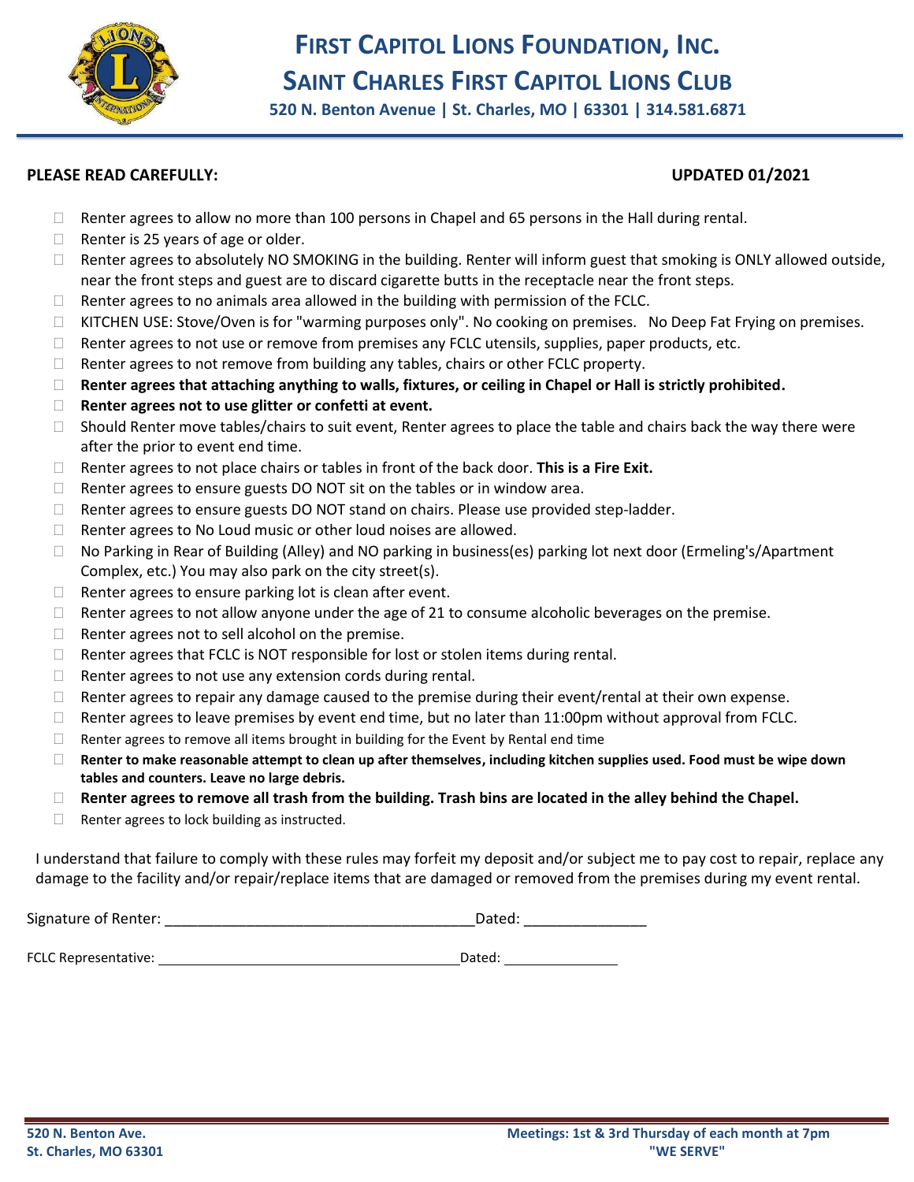# FIRST CAPITOL LIONS FOUNDATION, INC.
## SAINT CHARLES FIRST CAPITOL LIONS CLUB

**520 N. Benton Avenue | St. Charles, MO | 63301 | 314.581.6871**

**PLEASE READ CAREFULLY:** **UPDATED 01/2021**

- ☐ Renter agrees to allow no more than 100 persons in Chapel and 65 persons in the Hall during rental.
- ☐ Renter is 25 years of age or older.
- ☐ Renter agrees to absolutely NO SMOKING in the building. Renter will inform guest that smoking is ONLY allowed outside, near the front steps and guest are to discard cigarette butts in the receptacle near the front steps.
- ☐ Renter agrees to no animals area allowed in the building with permission of the FCLC.
- ☐ KITCHEN USE: Stove/Oven is for "warming purposes only". No cooking on premises. No Deep Fat Frying on premises.
- ☐ Renter agrees to not use or remove from premises any FCLC utensils, supplies, paper products, etc.
- ☐ Renter agrees to not remove from building any tables, chairs or other FCLC property.
- ☐ **Renter agrees that attaching anything to walls, fixtures, or ceiling in Chapel or Hall is strictly prohibited.**
- ☐ **Renter agrees not to use glitter or confetti at event.**
- ☐ Should Renter move tables/chairs to suit event, Renter agrees to place the table and chairs back the way there were after the prior to event end time.
- ☐ Renter agrees to not place chairs or tables in front of the back door. **This is a Fire Exit.**
- ☐ Renter agrees to ensure guests DO NOT sit on the tables or in window area.
- ☐ Renter agrees to ensure guests DO NOT stand on chairs. Please use provided step-ladder.
- ☐ Renter agrees to No Loud music or other loud noises are allowed.
- ☐ No Parking in Rear of Building (Alley) and NO parking in business(es) parking lot next door (Ermeling's/Apartment Complex, etc.) You may also park on the city street(s).
- ☐ Renter agrees to ensure parking lot is clean after event.
- ☐ Renter agrees to not allow anyone under the age of 21 to consume alcoholic beverages on the premise.
- ☐ Renter agrees not to sell alcohol on the premise.
- ☐ Renter agrees that FCLC is NOT responsible for lost or stolen items during rental.
- ☐ Renter agrees to not use any extension cords during rental.
- ☐ Renter agrees to repair any damage caused to the premise during their event/rental at their own expense.
- ☐ Renter agrees to leave premises by event end time, but no later than 11:00pm without approval from FCLC.
- ☐ Renter agrees to remove all items brought in building for the Event by Rental end time
- ☐ **Renter to make reasonable attempt to clean up after themselves, including kitchen supplies used. Food must be wipe down tables and counters. Leave no large debris.**
- ☐ **Renter agrees to remove all trash from the building. Trash bins are located in the alley behind the Chapel.**
- ☐ Renter agrees to lock building as instructed.

I understand that failure to comply with these rules may forfeit my deposit and/or subject me to pay cost to repair, replace any damage to the facility and/or repair/replace items that are damaged or removed from the premises during my event rental.

Signature of Renter: ______________________________________ Dated: _______________

FCLC Representative: ______________________________________ Dated: _______________

**520 N. Benton Ave.**
**St. Charles, MO 63301**

**Meetings: 1st & 3rd Thursday of each month at 7pm**
**"WE SERVE"**